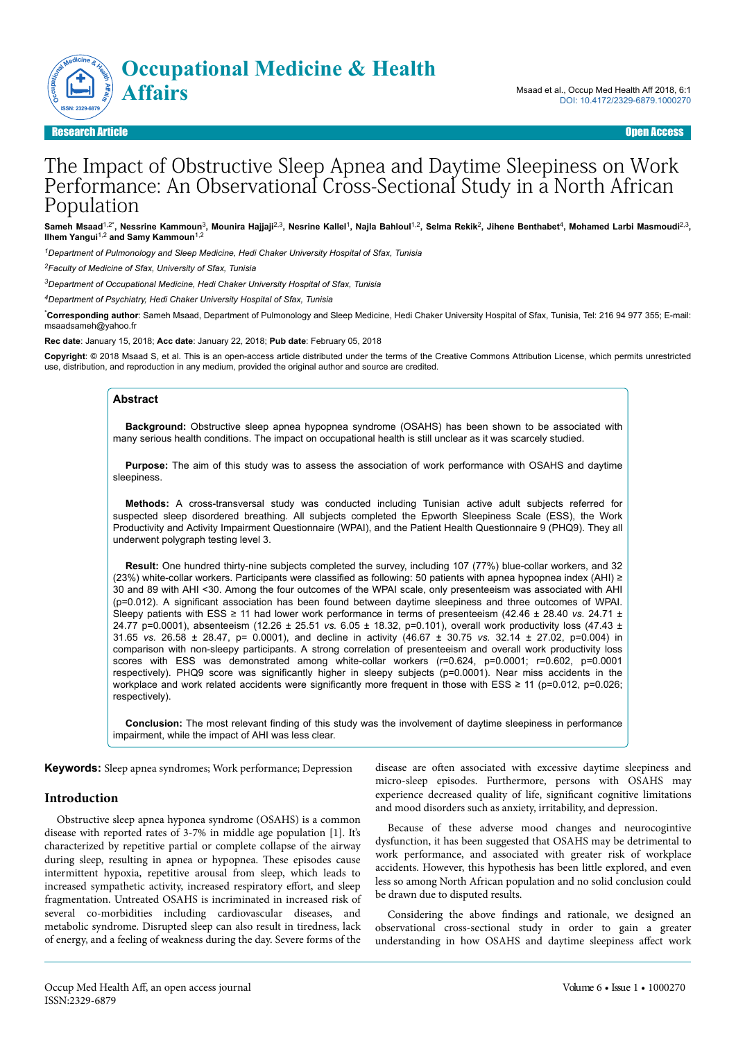Research Article Open Access

# The Impact of Obstructive Sleep Apnea and Daytime Sleepiness on Work Performance: An Observational Cross-Sectional Study in a North African Population

**Sameh Msaad[1,2*], Nessrine Kammoun[3], Mounira Hajjaji[2,3], Nesrine Kallel[1], Najla Bahloul[1,2], Selma Rekik[2], Jihene Benthabet[4], Mohamed Larbi Masmoudi[2,3], Ilhem Yangui[1,2] and Samy Kammoun[1,2]**

[1]*Department of Pulmonology and Sleep Medicine, Hedi Chaker University Hospital of Sfax, Tunisia*

[2]*Faculty of Medicine of Sfax, University of Sfax, Tunisia*

[3]*Department of Occupational Medicine, Hedi Chaker University Hospital of Sfax, Tunisia*

[4]*Department of Psychiatry, Hedi Chaker University Hospital of Sfax, Tunisia*

[*]**Corresponding author**: Sameh Msaad, Department of Pulmonology and Sleep Medicine, Hedi Chaker University Hospital of Sfax, Tunisia, Tel: 216 94 977 355; E-mail: msaadsameh@yahoo.fr

**Rec date**: January 15, 2018; **Acc date**: January 22, 2018; **Pub date**: February 05, 2018

**Copyright**: © 2018 Msaad S, et al. This is an open-access article distributed under the terms of the Creative Commons Attribution License, which permits unrestricted use, distribution, and reproduction in any medium, provided the original author and source are credited.

## Abstract

**Background:** Obstructive sleep apnea hypopnea syndrome (OSAHS) has been shown to be associated with many serious health conditions. The impact on occupational health is still unclear as it was scarcely studied.

**Purpose:** The aim of this study was to assess the association of work performance with OSAHS and daytime sleepiness.

**Methods:** A cross-transversal study was conducted including Tunisian active adult subjects referred for suspected sleep disordered breathing. All subjects completed the Epworth Sleepiness Scale (ESS), the Work Productivity and Activity Impairment Questionnaire (WPAI), and the Patient Health Questionnaire 9 (PHQ9). They all underwent polygraph testing level 3.

**Result:** One hundred thirty-nine subjects completed the survey, including 107 (77%) blue-collar workers, and 32 (23%) white-collar workers. Participants were classified as following: 50 patients with apnea hypopnea index (AHI) ≥ 30 and 89 with AHI <30. Among the four outcomes of the WPAI scale, only presenteeism was associated with AHI (p=0.012). A significant association has been found between daytime sleepiness and three outcomes of WPAI. Sleepy patients with ESS ≥ 11 had lower work performance in terms of presenteeism (42.46 ± 28.40 *vs.* 24.71 ± 24.77 p=0.0001), absenteeism (12.26 ± 25.51 *vs.* 6.05 ± 18.32, p=0.101), overall work productivity loss (47.43 ± 31.65 *vs.* 26.58 ± 28.47, p= 0.0001), and decline in activity (46.67 ± 30.75 *vs.* 32.14 ± 27.02, p=0.004) in comparison with non-sleepy participants. A strong correlation of presenteeism and overall work productivity loss scores with ESS was demonstrated among white-collar workers (r=0.624, p=0.0001; r=0.602, p=0.0001 respectively). PHQ9 score was significantly higher in sleepy subjects (p=0.0001). Near miss accidents in the workplace and work related accidents were significantly more frequent in those with ESS ≥ 11 (p=0.012, p=0.026; respectively).

**Conclusion:** The most relevant finding of this study was the involvement of daytime sleepiness in performance impairment, while the impact of AHI was less clear.

**Keywords:** Sleep apnea syndromes; Work performance; Depression

## Introduction

Obstructive sleep apnea hyponea syndrome (OSAHS) is a common disease with reported rates of 3-7% in middle age population [1]. It's characterized by repetitive partial or complete collapse of the airway during sleep, resulting in apnea or hypopnea. These episodes cause intermittent hypoxia, repetitive arousal from sleep, which leads to increased sympathetic activity, increased respiratory effort, and sleep fragmentation. Untreated OSAHS is incriminated in increased risk of several co-morbidities including cardiovascular diseases, and metabolic syndrome. Disrupted sleep can also result in tiredness, lack of energy, and a feeling of weakness during the day. Severe forms of the disease are often associated with excessive daytime sleepiness and micro-sleep episodes. Furthermore, persons with OSAHS may experience decreased quality of life, significant cognitive limitations and mood disorders such as anxiety, irritability, and depression.

Because of these adverse mood changes and neurocognitive dysfunction, it has been suggested that OSAHS may be detrimental to work performance, and associated with greater risk of workplace accidents. However, this hypothesis has been little explored, and even less so among North African population and no solid conclusion could be drawn due to disputed results.

Considering the above findings and rationale, we designed an observational cross-sectional study in order to gain a greater understanding in how OSAHS and daytime sleepiness affect work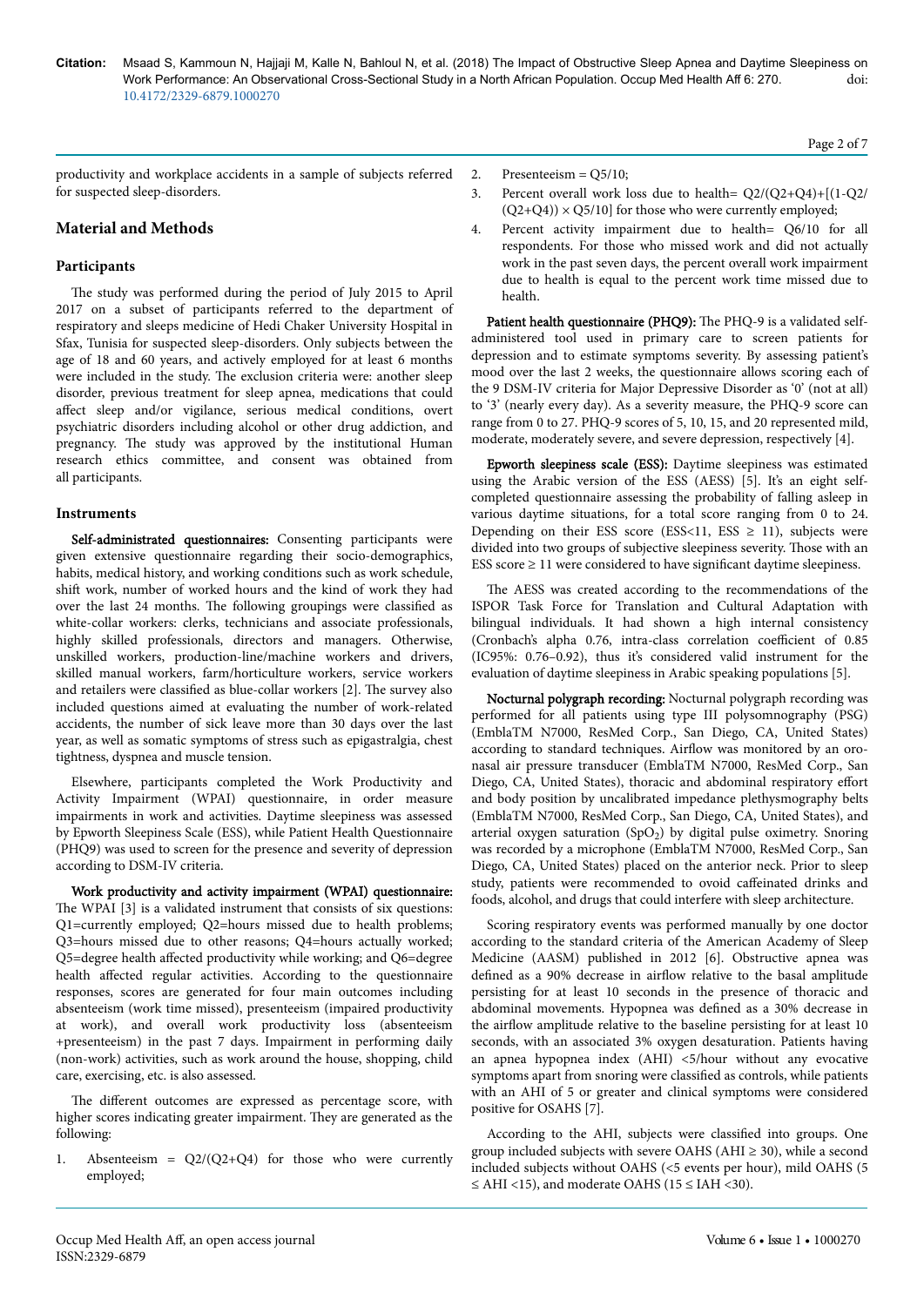productivity and workplace accidents in a sample of subjects referred for suspected sleep-disorders.

## Material and Methods

### Participants

The study was performed during the period of July 2015 to April 2017 on a subset of participants referred to the department of respiratory and sleeps medicine of Hedi Chaker University Hospital in Sfax, Tunisia for suspected sleep-disorders. Only subjects between the age of 18 and 60 years, and actively employed for at least 6 months were included in the study. The exclusion criteria were: another sleep disorder, previous treatment for sleep apnea, medications that could affect sleep and/or vigilance, serious medical conditions, overt psychiatric disorders including alcohol or other drug addiction, and pregnancy. The study was approved by the institutional Human research ethics committee, and consent was obtained from all participants.

### Instruments

**Self-administrated questionnaires:** Consenting participants were given extensive questionnaire regarding their socio-demographics, habits, medical history, and working conditions such as work schedule, shift work, number of worked hours and the kind of work they had over the last 24 months. The following groupings were classified as white-collar workers: clerks, technicians and associate professionals, highly skilled professionals, directors and managers. Otherwise, unskilled workers, production-line/machine workers and drivers, skilled manual workers, farm/horticulture workers, service workers and retailers were classified as blue-collar workers [2]. The survey also included questions aimed at evaluating the number of work-related accidents, the number of sick leave more than 30 days over the last year, as well as somatic symptoms of stress such as epigastralgia, chest tightness, dyspnea and muscle tension.

Elsewhere, participants completed the Work Productivity and Activity Impairment (WPAI) questionnaire, in order measure impairments in work and activities. Daytime sleepiness was assessed by Epworth Sleepiness Scale (ESS), while Patient Health Questionnaire (PHQ9) was used to screen for the presence and severity of depression according to DSM-IV criteria.

**Work productivity and activity impairment (WPAI) questionnaire:** The WPAI [3] is a validated instrument that consists of six questions: Q1=currently employed; Q2=hours missed due to health problems; Q3=hours missed due to other reasons; Q4=hours actually worked; Q5=degree health affected productivity while working; and Q6=degree health affected regular activities. According to the questionnaire responses, scores are generated for four main outcomes including absenteeism (work time missed), presenteeism (impaired productivity at work), and overall work productivity loss (absenteeism +presenteeism) in the past 7 days. Impairment in performing daily (non-work) activities, such as work around the house, shopping, child care, exercising, etc. is also assessed.

The different outcomes are expressed as percentage score, with higher scores indicating greater impairment. They are generated as the following:

1. Absenteeism = Q2/(Q2+Q4) for those who were currently employed;
2. Presenteeism = Q5/10;
3. Percent overall work loss due to health= Q2/(Q2+Q4)+[(1-Q2/(Q2+Q4)) × Q5/10] for those who were currently employed;
4. Percent activity impairment due to health= Q6/10 for all respondents. For those who missed work and did not actually work in the past seven days, the percent overall work impairment due to health is equal to the percent work time missed due to health.

**Patient health questionnaire (PHQ9):** The PHQ-9 is a validated self-administered tool used in primary care to screen patients for depression and to estimate symptoms severity. By assessing patient's mood over the last 2 weeks, the questionnaire allows scoring each of the 9 DSM-IV criteria for Major Depressive Disorder as '0' (not at all) to '3' (nearly every day). As a severity measure, the PHQ-9 score can range from 0 to 27. PHQ-9 scores of 5, 10, 15, and 20 represented mild, moderate, moderately severe, and severe depression, respectively [4].

**Epworth sleepiness scale (ESS):** Daytime sleepiness was estimated using the Arabic version of the ESS (AESS) [5]. It's an eight self-completed questionnaire assessing the probability of falling asleep in various daytime situations, for a total score ranging from 0 to 24. Depending on their ESS score (ESS<11, ESS ≥ 11), subjects were divided into two groups of subjective sleepiness severity. Those with an ESS score ≥ 11 were considered to have significant daytime sleepiness.

The AESS was created according to the recommendations of the ISPOR Task Force for Translation and Cultural Adaptation with bilingual individuals. It had shown a high internal consistency (Cronbach's alpha 0.76, intra-class correlation coefficient of 0.85 (IC95%: 0.76–0.92), thus it's considered valid instrument for the evaluation of daytime sleepiness in Arabic speaking populations [5].

**Nocturnal polygraph recording:** Nocturnal polygraph recording was performed for all patients using type III polysomnography (PSG) (EmblaTM N7000, ResMed Corp., San Diego, CA, United States) according to standard techniques. Airflow was monitored by an oro-nasal air pressure transducer (EmblaTM N7000, ResMed Corp., San Diego, CA, United States), thoracic and abdominal respiratory effort and body position by uncalibrated impedance plethysmography belts (EmblaTM N7000, ResMed Corp., San Diego, CA, United States), and arterial oxygen saturation ($SpO_2$) by digital pulse oximetry. Snoring was recorded by a microphone (EmblaTM N7000, ResMed Corp., San Diego, CA, United States) placed on the anterior neck. Prior to sleep study, patients were recommended to ovoid caffeinated drinks and foods, alcohol, and drugs that could interfere with sleep architecture.

Scoring respiratory events was performed manually by one doctor according to the standard criteria of the American Academy of Sleep Medicine (AASM) published in 2012 [6]. Obstructive apnea was defined as a 90% decrease in airflow relative to the basal amplitude persisting for at least 10 seconds in the presence of thoracic and abdominal movements. Hypopnea was defined as a 30% decrease in the airflow amplitude relative to the baseline persisting for at least 10 seconds, with an associated 3% oxygen desaturation. Patients having an apnea hypopnea index (AHI) <5/hour without any evocative symptoms apart from snoring were classified as controls, while patients with an AHI of 5 or greater and clinical symptoms were considered positive for OSAHS [7].

According to the AHI, subjects were classified into groups. One group included subjects with severe OAHS (AHI ≥ 30), while a second included subjects without OAHS (<5 events per hour), mild OAHS (5 ≤ AHI <15), and moderate OAHS (15 ≤ IAH <30).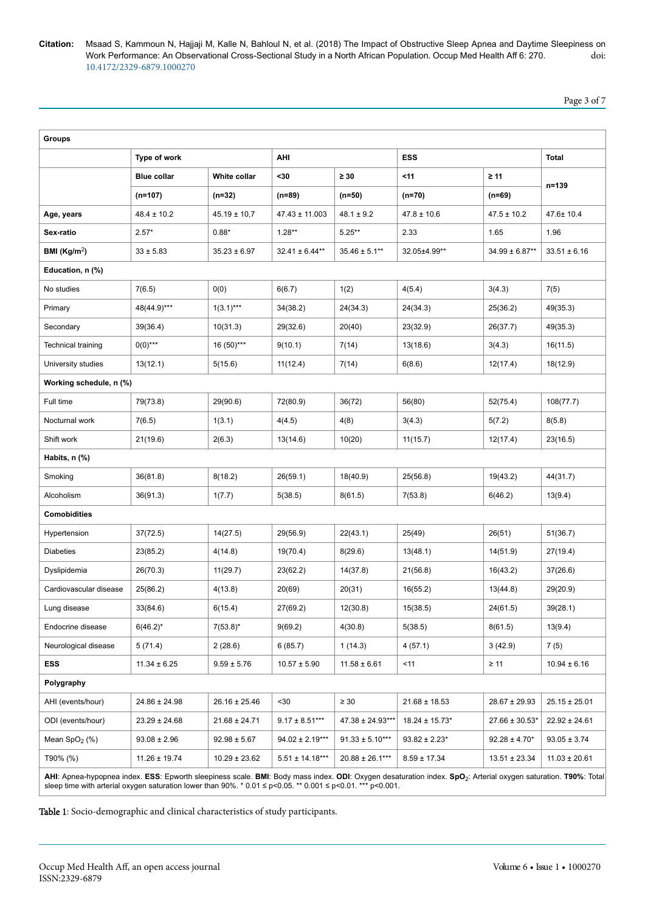| Groups | | | | | | | |
|---|---|---|---|---|---|---|---|
| | Type of work | | AHI | | ESS | | Total |
| | Blue collar | White collar | <30 | ≥ 30 | <11 | ≥ 11 | n=139 |
| | (n=107) | (n=32) | (n=89) | (n=50) | (n=70) | (n=69) | |
| Age, years | 48.4 ± 10.2 | 45.19 ± 10,7 | 47.43 ± 11.003 | 48.1 ± 9.2 | 47.8 ± 10.6 | 47.5 ± 10.2 | 47.6± 10.4 |
| Sex-ratio | 2.57* | 0.88* | 1.28** | 5.25** | 2.33 | 1.65 | 1.96 |
| BMI (Kg/m$^2$) | 33 ± 5.83 | 35.23 ± 6.97 | 32.41 ± 6.44** | 35.46 ± 5.1** | 32.05±4.99** | 34.99 ± 6.87** | 33.51 ± 6.16 |
| **Education, n (%)** | | | | | | | |
| No studies | 7(6.5) | 0(0) | 6(6.7) | 1(2) | 4(5.4) | 3(4.3) | 7(5) |
| Primary | 48(44.9)*** | 1(3.1)*** | 34(38.2) | 24(34.3) | 24(34.3) | 25(36.2) | 49(35.3) |
| Secondary | 39(36.4) | 10(31.3) | 29(32.6) | 20(40) | 23(32.9) | 26(37.7) | 49(35.3) |
| Technical training | 0(0)*** | 16 (50)*** | 9(10.1) | 7(14) | 13(18.6) | 3(4.3) | 16(11.5) |
| University studies | 13(12.1) | 5(15.6) | 11(12.4) | 7(14) | 6(8.6) | 12(17.4) | 18(12.9) |
| **Working schedule, n (%)** | | | | | | | |
| Full time | 79(73.8) | 29(90.6) | 72(80.9) | 36(72) | 56(80) | 52(75.4) | 108(77.7) |
| Nocturnal work | 7(6.5) | 1(3.1) | 4(4.5) | 4(8) | 3(4.3) | 5(7.2) | 8(5.8) |
| Shift work | 21(19.6) | 2(6.3) | 13(14.6) | 10(20) | 11(15.7) | 12(17.4) | 23(16.5) |
| **Habits, n (%)** | | | | | | | |
| Smoking | 36(81.8) | 8(18.2) | 26(59.1) | 18(40.9) | 25(56.8) | 19(43.2) | 44(31.7) |
| Alcoholism | 36(91.3) | 1(7.7) | 5(38.5) | 8(61.5) | 7(53.8) | 6(46.2) | 13(9.4) |
| **Comobidities** | | | | | | | |
| Hypertension | 37(72.5) | 14(27.5) | 29(56.9) | 22(43.1) | 25(49) | 26(51) | 51(36.7) |
| Diabeties | 23(85.2) | 4(14.8) | 19(70.4) | 8(29.6) | 13(48.1) | 14(51.9) | 27(19.4) |
| Dyslipidemia | 26(70.3) | 11(29.7) | 23(62.2) | 14(37.8) | 21(56.8) | 16(43.2) | 37(26.6) |
| Cardiovascular disease | 25(86.2) | 4(13.8) | 20(69) | 20(31) | 16(55.2) | 13(44.8) | 29(20.9) |
| Lung disease | 33(84.6) | 6(15.4) | 27(69.2) | 12(30.8) | 15(38.5) | 24(61.5) | 39(28.1) |
| Endocrine disease | 6(46.2)* | 7(53.8)* | 9(69.2) | 4(30.8) | 5(38.5) | 8(61.5) | 13(9.4) |
| Neurological disease | 5 (71.4) | 2 (28.6) | 6 (85.7) | 1 (14.3) | 4 (57.1) | 3 (42.9) | 7 (5) |
| **ESS** | 11.34 ± 6.25 | 9.59 ± 5.76 | 10.57 ± 5.90 | 11.58 ± 6.61 | <11 | ≥ 11 | 10.94 ± 6.16 |
| **Polygraphy** | | | | | | | |
| AHI (events/hour) | 24.86 ± 24.98 | 26.16 ± 25.46 | <30 | ≥ 30 | 21.68 ± 18.53 | 28.67 ± 29.93 | 25.15 ± 25.01 |
| ODI (events/hour) | 23.29 ± 24.68 | 21.68 ± 24.71 | 9.17 ± 8.51*** | 47.38 ± 24.93*** | 18.24 ± 15.73* | 27.66 ± 30.53* | 22.92 ± 24.61 |
| Mean SpO$_2$ (%) | 93.08 ± 2.96 | 92.98 ± 5.67 | 94.02 ± 2.19*** | 91.33 ± 5.10*** | 93.82 ± 2.23* | 92.28 ± 4.70* | 93.05 ± 3.74 |
| T90% (%) | 11.26 ± 19.74 | 10.29 ± 23.62 | 5.51 ± 14.18*** | 20.88 ± 26.1*** | 8.59 ± 17.34 | 13.51 ± 23.34 | 11.03 ± 20.61 |

**AHI**: Apnea-hypopnea index. **ESS**: Epworth sleepiness scale. **BMI**: Body mass index. **ODI**: Oxygen desaturation index. **SpO$_2$**: Arterial oxygen saturation. **T90%**: Total sleep time with arterial oxygen saturation lower than 90%. * 0.01 ≤ p<0.05. ** 0.001 ≤ p<0.01. *** p<0.001.

Table 1: Socio-demographic and clinical characteristics of study participants.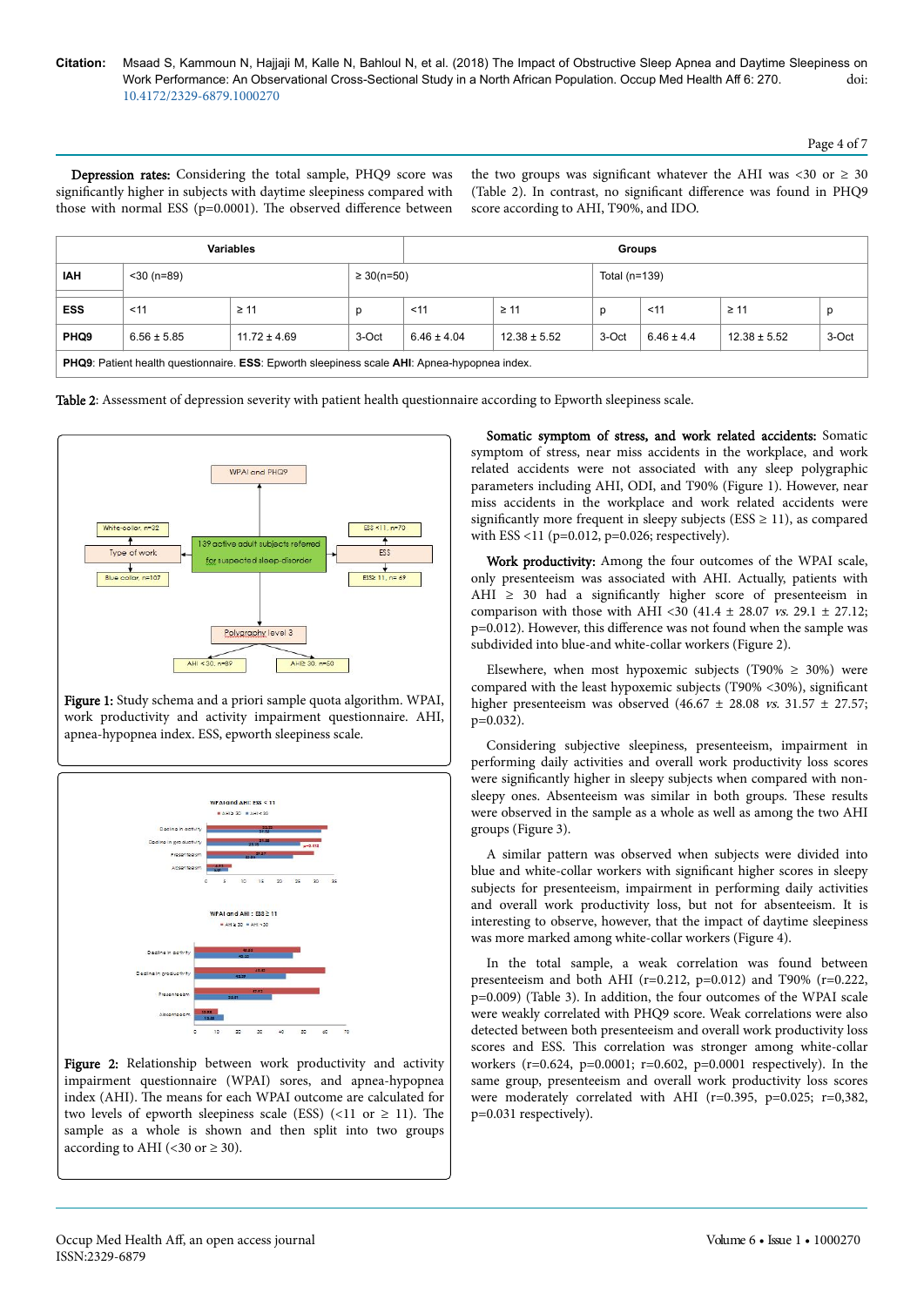**Depression rates:** Considering the total sample, PHQ9 score was significantly higher in subjects with daytime sleepiness compared with those with normal ESS (p=0.0001). The observed difference between the two groups was significant whatever the AHI was <30 or ≥ 30 (Table 2). In contrast, no significant difference was found in PHQ9 score according to AHI, T90%, and IDO.

| Variables | | | | Groups | | | | | |
|---|---|---|---|---|---|---|---|---|---|
| IAH | <30 (n=89) | | | ≥ 30(n=50) | | | Total (n=139) | | |
| ESS | <11 | ≥ 11 | p | <11 | ≥ 11 | p | <11 | ≥ 11 | p |
| PHQ9 | 6.56 ± 5.85 | 11.72 ± 4.69 | 3-Oct | 6.46 ± 4.04 | 12.38 ± 5.52 | 3-Oct | 6.46 ± 4.4 | 12.38 ± 5.52 | 3-Oct |

**PHQ9**: Patient health questionnaire. **ESS**: Epworth sleepiness scale **AHI**: Apnea-hypopnea index.

Table 2: Assessment of depression severity with patient health questionnaire according to Epworth sleepiness scale.

**Figure 1:** Study schema and a priori sample quota algorithm. WPAI, work productivity and activity impairment questionnaire. AHI, apnea-hypopnea index. ESS, epworth sleepiness scale.

**Figure 2:** Relationship between work productivity and activity impairment questionnaire (WPAI) sores, and apnea-hypopnea index (AHI). The means for each WPAI outcome are calculated for two levels of epworth sleepiness scale (ESS) (<11 or ≥ 11). The sample as a whole is shown and then split into two groups according to AHI (<30 or ≥ 30).

**Somatic symptom of stress, and work related accidents:** Somatic symptom of stress, near miss accidents in the workplace, and work related accidents were not associated with any sleep polygraphic parameters including AHI, ODI, and T90% (Figure 1). However, near miss accidents in the workplace and work related accidents were significantly more frequent in sleepy subjects (ESS ≥ 11), as compared with ESS <11 (p=0.012, p=0.026; respectively).

**Work productivity:** Among the four outcomes of the WPAI scale, only presenteeism was associated with AHI. Actually, patients with AHI ≥ 30 had a significantly higher score of presenteeism in comparison with those with AHI <30 (41.4 ± 28.07 *vs.* 29.1 ± 27.12; p=0.012). However, this difference was not found when the sample was subdivided into blue-and white-collar workers (Figure 2).

Elsewhere, when most hypoxemic subjects (T90% ≥ 30%) were compared with the least hypoxemic subjects (T90% <30%), significant higher presenteeism was observed (46.67 ± 28.08 *vs.* 31.57 ± 27.57; p=0.032).

Considering subjective sleepiness, presenteeism, impairment in performing daily activities and overall work productivity loss scores were significantly higher in sleepy subjects when compared with non-sleepy ones. Absenteeism was similar in both groups. These results were observed in the sample as a whole as well as among the two AHI groups (Figure 3).

A similar pattern was observed when subjects were divided into blue and white-collar workers with significant higher scores in sleepy subjects for presenteeism, impairment in performing daily activities and overall work productivity loss, but not for absenteeism. It is interesting to observe, however, that the impact of daytime sleepiness was more marked among white-collar workers (Figure 4).

In the total sample, a weak correlation was found between presenteeism and both AHI (r=0.212, p=0.012) and T90% (r=0.222, p=0.009) (Table 3). In addition, the four outcomes of the WPAI scale were weakly correlated with PHQ9 score. Weak correlations were also detected between both presenteeism and overall work productivity loss scores and ESS. This correlation was stronger among white-collar workers (r=0.624, p=0.0001; r=0.602, p=0.0001 respectively). In the same group, presenteeism and overall work productivity loss scores were moderately correlated with AHI (r=0.395, p=0.025; r=0,382, p=0.031 respectively).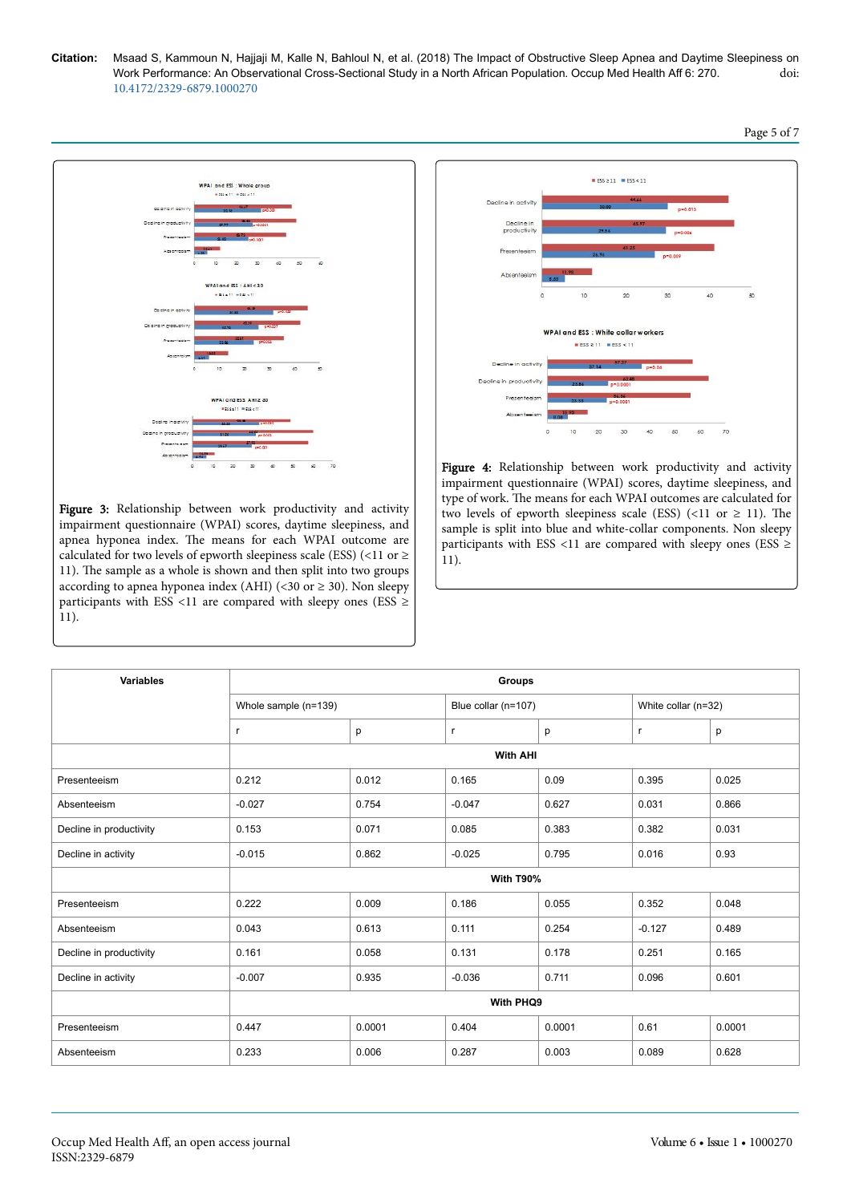**Figure 3:** Relationship between work productivity and activity impairment questionnaire (WPAI) scores, daytime sleepiness, and apnea hyponea index. The means for each WPAI outcome are calculated for two levels of epworth sleepiness scale (ESS) (<11 or ≥ 11). The sample as a whole is shown and then split into two groups according to apnea hyponea index (AHI) (<30 or ≥ 30). Non sleepy participants with ESS <11 are compared with sleepy ones (ESS ≥ 11).

**Figure 4:** Relationship between work productivity and activity impairment questionnaire (WPAI) scores, daytime sleepiness, and type of work. The means for each WPAI outcomes are calculated for two levels of epworth sleepiness scale (ESS) (<11 or ≥ 11). The sample is split into blue and white-collar components. Non sleepy participants with ESS <11 are compared with sleepy ones (ESS ≥ 11).

| Variables | Groups | | | | | |
|---|---|---|---|---|---|---|
| | Whole sample (n=139) | | Blue collar (n=107) | | White collar (n=32) | |
| | r | p | r | p | r | p |
| | With AHI | | | | | |
| Presenteeism | 0.212 | 0.012 | 0.165 | 0.09 | 0.395 | 0.025 |
| Absenteeism | -0.027 | 0.754 | -0.047 | 0.627 | 0.031 | 0.866 |
| Decline in productivity | 0.153 | 0.071 | 0.085 | 0.383 | 0.382 | 0.031 |
| Decline in activity | -0.015 | 0.862 | -0.025 | 0.795 | 0.016 | 0.93 |
| | With T90% | | | | | |
| Presenteeism | 0.222 | 0.009 | 0.186 | 0.055 | 0.352 | 0.048 |
| Absenteeism | 0.043 | 0.613 | 0.111 | 0.254 | -0.127 | 0.489 |
| Decline in productivity | 0.161 | 0.058 | 0.131 | 0.178 | 0.251 | 0.165 |
| Decline in activity | -0.007 | 0.935 | -0.036 | 0.711 | 0.096 | 0.601 |
| | With PHQ9 | | | | | |
| Presenteeism | 0.447 | 0.0001 | 0.404 | 0.0001 | 0.61 | 0.0001 |
| Absenteeism | 0.233 | 0.006 | 0.287 | 0.003 | 0.089 | 0.628 |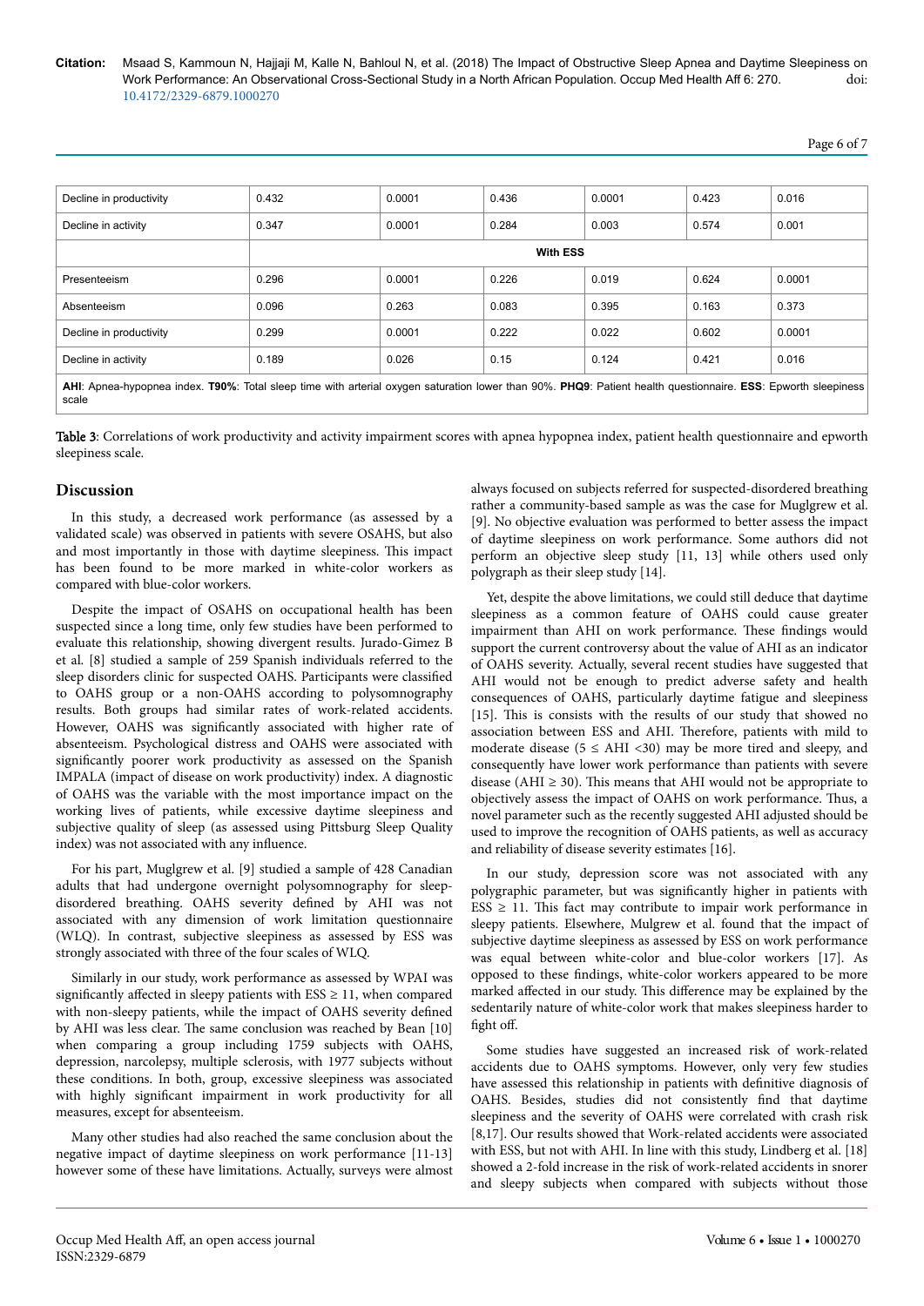| | | | | | | |
|---|---|---|---|---|---|---|
| Decline in productivity | 0.432 | 0.0001 | 0.436 | 0.0001 | 0.423 | 0.016 |
| Decline in activity | 0.347 | 0.0001 | 0.284 | 0.003 | 0.574 | 0.001 |
| | **With ESS** | | | | | |
| Presenteeism | 0.296 | 0.0001 | 0.226 | 0.019 | 0.624 | 0.0001 |
| Absenteeism | 0.096 | 0.263 | 0.083 | 0.395 | 0.163 | 0.373 |
| Decline in productivity | 0.299 | 0.0001 | 0.222 | 0.022 | 0.602 | 0.0001 |
| Decline in activity | 0.189 | 0.026 | 0.15 | 0.124 | 0.421 | 0.016 |

**AHI**: Apnea-hypopnea index. **T90%**: Total sleep time with arterial oxygen saturation lower than 90%. **PHQ9**: Patient health questionnaire. **ESS**: Epworth sleepiness scale

**Table 3**: Correlations of work productivity and activity impairment scores with apnea hypopnea index, patient health questionnaire and epworth sleepiness scale.

## Discussion

In this study, a decreased work performance (as assessed by a validated scale) was observed in patients with severe OSAHS, but also and most importantly in those with daytime sleepiness. This impact has been found to be more marked in white-color workers as compared with blue-color workers.

Despite the impact of OSAHS on occupational health has been suspected since a long time, only few studies have been performed to evaluate this relationship, showing divergent results. Jurado-Gimez B et al. [8] studied a sample of 259 Spanish individuals referred to the sleep disorders clinic for suspected OAHS. Participants were classified to OAHS group or a non-OAHS according to polysomnography results. Both groups had similar rates of work-related accidents. However, OAHS was significantly associated with higher rate of absenteeism. Psychological distress and OAHS were associated with significantly poorer work productivity as assessed on the Spanish IMPALA (impact of disease on work productivity) index. A diagnostic of OAHS was the variable with the most importance impact on the working lives of patients, while excessive daytime sleepiness and subjective quality of sleep (as assessed using Pittsburg Sleep Quality index) was not associated with any influence.

For his part, Muglgrew et al. [9] studied a sample of 428 Canadian adults that had undergone overnight polysomnography for sleep-disordered breathing. OAHS severity defined by AHI was not associated with any dimension of work limitation questionnaire (WLQ). In contrast, subjective sleepiness as assessed by ESS was strongly associated with three of the four scales of WLQ.

Similarly in our study, work performance as assessed by WPAI was significantly affected in sleepy patients with ESS ≥ 11, when compared with non-sleepy patients, while the impact of OAHS severity defined by AHI was less clear. The same conclusion was reached by Bean [10] when comparing a group including 1759 subjects with OAHS, depression, narcolepsy, multiple sclerosis, with 1977 subjects without these conditions. In both, group, excessive sleepiness was associated with highly significant impairment in work productivity for all measures, except for absenteeism.

Many other studies had also reached the same conclusion about the negative impact of daytime sleepiness on work performance [11-13] however some of these have limitations. Actually, surveys were almost always focused on subjects referred for suspected-disordered breathing rather a community-based sample as was the case for Muglgrew et al. [9]. No objective evaluation was performed to better assess the impact of daytime sleepiness on work performance. Some authors did not perform an objective sleep study [11, 13] while others used only polygraph as their sleep study [14].

Yet, despite the above limitations, we could still deduce that daytime sleepiness as a common feature of OAHS could cause greater impairment than AHI on work performance. These findings would support the current controversy about the value of AHI as an indicator of OAHS severity. Actually, several recent studies have suggested that AHI would not be enough to predict adverse safety and health consequences of OAHS, particularly daytime fatigue and sleepiness [15]. This is consists with the results of our study that showed no association between ESS and AHI. Therefore, patients with mild to moderate disease (5 ≤ AHI <30) may be more tired and sleepy, and consequently have lower work performance than patients with severe disease (AHI ≥ 30). This means that AHI would not be appropriate to objectively assess the impact of OAHS on work performance. Thus, a novel parameter such as the recently suggested AHI adjusted should be used to improve the recognition of OAHS patients, as well as accuracy and reliability of disease severity estimates [16].

In our study, depression score was not associated with any polygraphic parameter, but was significantly higher in patients with ESS ≥ 11. This fact may contribute to impair work performance in sleepy patients. Elsewhere, Mulgrew et al. found that the impact of subjective daytime sleepiness as assessed by ESS on work performance was equal between white-color and blue-color workers [17]. As opposed to these findings, white-color workers appeared to be more marked affected in our study. This difference may be explained by the sedentarily nature of white-color work that makes sleepiness harder to fight off.

Some studies have suggested an increased risk of work-related accidents due to OAHS symptoms. However, only very few studies have assessed this relationship in patients with definitive diagnosis of OAHS. Besides, studies did not consistently find that daytime sleepiness and the severity of OAHS were correlated with crash risk [8,17]. Our results showed that Work-related accidents were associated with ESS, but not with AHI. In line with this study, Lindberg et al. [18] showed a 2-fold increase in the risk of work-related accidents in snorer and sleepy subjects when compared with subjects without those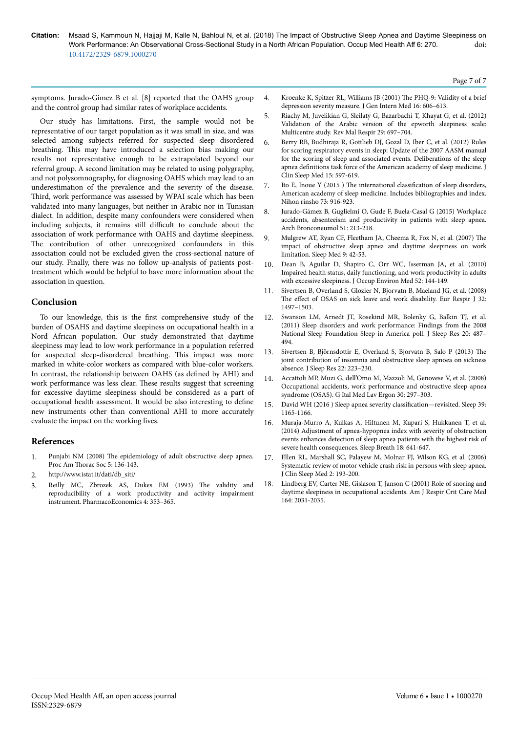symptoms. Jurado-Gimez B et al. [8] reported that the OAHS group and the control group had similar rates of workplace accidents.

Our study has limitations. First, the sample would not be representative of our target population as it was small in size, and was selected among subjects referred for suspected sleep disordered breathing. This may have introduced a selection bias making our results not representative enough to be extrapolated beyond our referral group. A second limitation may be related to using polygraphy, and not polysomnography, for diagnosing OAHS which may lead to an underestimation of the prevalence and the severity of the disease. Third, work performance was assessed by WPAI scale which has been validated into many languages, but neither in Arabic nor in Tunisian dialect. In addition, despite many confounders were considered when including subjects, it remains still difficult to conclude about the association of work performance with OAHS and daytime sleepiness. The contribution of other unrecognized confounders in this association could not be excluded given the cross-sectional nature of our study. Finally, there was no follow up-analysis of patients post-treatment which would be helpful to have more information about the association in question.

## Conclusion

To our knowledge, this is the first comprehensive study of the burden of OSAHS and daytime sleepiness on occupational health in a Nord African population. Our study demonstrated that daytime sleepiness may lead to low work performance in a population referred for suspected sleep-disordered breathing. This impact was more marked in white-color workers as compared with blue-color workers. In contrast, the relationship between OAHS (as defined by AHI) and work performance was less clear. These results suggest that screening for excessive daytime sleepiness should be considered as a part of occupational health assessment. It would be also interesting to define new instruments other than conventional AHI to more accurately evaluate the impact on the working lives.

## References

1. Punjabi NM (2008) The epidemiology of adult obstructive sleep apnea. Proc Am Thorac Soc 5: 136-143.
2. http://www.istat.it/dati/db_siti/
3. Reilly MC, Zbrozek AS, Dukes EM (1993) The validity and reproducibility of a work productivity and activity impairment instrument. PharmacoEconomics 4: 353–365.
4. Kroenke K, Spitzer RL, Williams JB (2001) The PHQ-9: Validity of a brief depression severity measure. J Gen Intern Med 16: 606–613.
5. Riachy M, Juvelikian G, Sleilaty G, Bazarbachi T, Khayat G, et al. (2012) Validation of the Arabic version of the epworth sleepiness scale: Multicentre study. Rev Mal Respir 29: 697–704.
6. Berry RB, Budhiraja R, Gottlieb DJ, Gozal D, Iber C, et al. (2012) Rules for scoring respiratory events in sleep: Update of the 2007 AASM manual for the scoring of sleep and associated events. Deliberations of the sleep apnea definitions task force of the American academy of sleep medicine. J Clin Sleep Med 15: 597-619.
7. Ito E, Inoue Y (2015 ) The international classification of sleep disorders, American academy of sleep medicine. Includes bibliographies and index. Nihon rinsho 73: 916-923.
8. Jurado-Gámez B, Guglielmi O, Gude F, Buela-Casal G (2015) Workplace accidents, absenteeism and productivity in patients with sleep apnea. Arch Bronconeumol 51: 213-218.
9. Mulgrew AT, Ryan CF, Fleetham JA, Cheema R, Fox N, et al. (2007) The impact of obstructive sleep apnea and daytime sleepiness on work limitation. Sleep Med 9: 42-53.
10. Dean B, Aguilar D, Shapiro C, Orr WC, Isserman JA, et al. (2010) Impaired health status, daily functioning, and work productivity in adults with excessive sleepiness. J Occup Environ Med 52: 144-149.
11. Sivertsen B, Overland S, Glozier N, Bjorvatn B, Maeland JG, et al. (2008) The effect of OSAS on sick leave and work disability. Eur Respir J 32: 1497–1503.
12. Swanson LM, Arnedt JT, Rosekind MR, Bolenky G, Balkin TJ, et al. (2011) Sleep disorders and work performance: Findings from the 2008 National Sleep Foundation Sleep in America poll. J Sleep Res 20: 487–494.
13. Sivertsen B, Björnsdottir E, Overland S, Bjorvatn B, Salo P (2013) The joint contribution of insomnia and obstructive sleep apnoea on sickness absence. J Sleep Res 22: 223–230.
14. Accattoli MP, Muzi G, dell'Omo M, Mazzoli M, Genovese V, et al. (2008) Occupational accidents, work performance and obstructive sleep apnea syndrome (OSAS). G Ital Med Lav Ergon 30: 297–303.
15. David WH (2016 ) Sleep apnea severity classification—revisited. Sleep 39: 1165-1166.
16. Muraja-Murro A, Kulkas A, Hiltunen M, Kupari S, Hukkanen T, et al. (2014) Adjustment of apnea-hypopnea index with severity of obstruction events enhances detection of sleep apnea patients with the highest risk of severe health consequences. Sleep Breath 18: 641-647.
17. Ellen RL, Marshall SC, Palayew M, Molnar FJ, Wilson KG, et al. (2006) Systematic review of motor vehicle crash risk in persons with sleep apnea. J Clin Sleep Med 2: 193-200.
18. Lindberg EV, Carter NE, Gislason T, Janson C (2001) Role of snoring and daytime sleepiness in occupational accidents. Am J Respir Crit Care Med 164: 2031-2035.